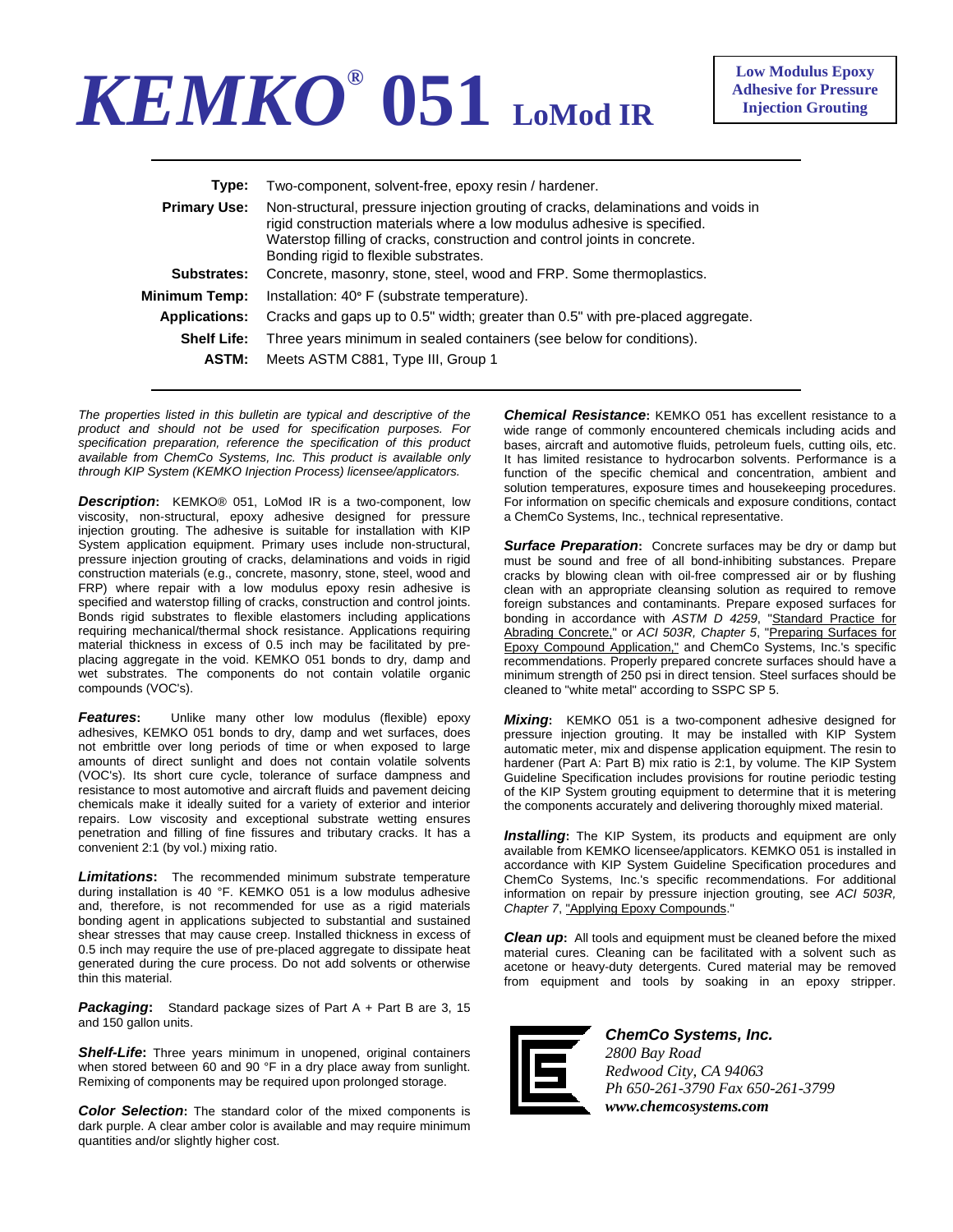# *KEMKO*® 051 LoMod IR

**Low Modulus Epoxy Adhesive for Pressure Injection Grouting**

| | |
|---|---|
| **Type:** | Two-component, solvent-free, epoxy resin / hardener. |
| **Primary Use:** | Non-structural, pressure injection grouting of cracks, delaminations and voids in rigid construction materials where a low modulus adhesive is specified. Waterstop filling of cracks, construction and control joints in concrete. Bonding rigid to flexible substrates. |
| **Substrates:** | Concrete, masonry, stone, steel, wood and FRP. Some thermoplastics. |
| **Minimum Temp:** | Installation: 40° F (substrate temperature). |
| **Applications:** | Cracks and gaps up to 0.5" width; greater than 0.5" with pre-placed aggregate. |
| **Shelf Life:** | Three years minimum in sealed containers (see below for conditions). |
| **ASTM:** | Meets ASTM C881, Type III, Group 1 |

*The properties listed in this bulletin are typical and descriptive of the product and should not be used for specification purposes. For specification preparation, reference the specification of this product available from ChemCo Systems, Inc. This product is available only through KIP System (KEMKO Injection Process) licensee/applicators.*

***Description*:** KEMKO® 051, LoMod IR is a two-component, low viscosity, non-structural, epoxy adhesive designed for pressure injection grouting. The adhesive is suitable for installation with KIP System application equipment. Primary uses include non-structural, pressure injection grouting of cracks, delaminations and voids in rigid construction materials (e.g., concrete, masonry, stone, steel, wood and FRP) where repair with a low modulus epoxy resin adhesive is specified and waterstop filling of cracks, construction and control joints. Bonds rigid substrates to flexible elastomers including applications requiring mechanical/thermal shock resistance. Applications requiring material thickness in excess of 0.5 inch may be facilitated by pre-placing aggregate in the void. KEMKO 051 bonds to dry, damp and wet substrates. The components do not contain volatile organic compounds (VOC's).

***Features*:** Unlike many other low modulus (flexible) epoxy adhesives, KEMKO 051 bonds to dry, damp and wet surfaces, does not embrittle over long periods of time or when exposed to large amounts of direct sunlight and does not contain volatile solvents (VOC's). Its short cure cycle, tolerance of surface dampness and resistance to most automotive and aircraft fluids and pavement deicing chemicals make it ideally suited for a variety of exterior and interior repairs. Low viscosity and exceptional substrate wetting ensures penetration and filling of fine fissures and tributary cracks. It has a convenient 2:1 (by vol.) mixing ratio.

***Limitations*:** The recommended minimum substrate temperature during installation is 40 °F. KEMKO 051 is a low modulus adhesive and, therefore, is not recommended for use as a rigid materials bonding agent in applications subjected to substantial and sustained shear stresses that may cause creep. Installed thickness in excess of 0.5 inch may require the use of pre-placed aggregate to dissipate heat generated during the cure process. Do not add solvents or otherwise thin this material.

***Packaging*:** Standard package sizes of Part A + Part B are 3, 15 and 150 gallon units.

***Shelf-Life*:** Three years minimum in unopened, original containers when stored between 60 and 90 °F in a dry place away from sunlight. Remixing of components may be required upon prolonged storage.

***Color Selection*:** The standard color of the mixed components is dark purple. A clear amber color is available and may require minimum quantities and/or slightly higher cost.

***Chemical Resistance*:** KEMKO 051 has excellent resistance to a wide range of commonly encountered chemicals including acids and bases, aircraft and automotive fluids, petroleum fuels, cutting oils, etc. It has limited resistance to hydrocarbon solvents. Performance is a function of the specific chemical and concentration, ambient and solution temperatures, exposure times and housekeeping procedures. For information on specific chemicals and exposure conditions, contact a ChemCo Systems, Inc., technical representative.

***Surface Preparation*:** Concrete surfaces may be dry or damp but must be sound and free of all bond-inhibiting substances. Prepare cracks by blowing clean with oil-free compressed air or by flushing clean with an appropriate cleansing solution as required to remove foreign substances and contaminants. Prepare exposed surfaces for bonding in accordance with *ASTM D 4259*, "Standard Practice for Abrading Concrete," or *ACI 503R, Chapter 5*, "Preparing Surfaces for Epoxy Compound Application," and ChemCo Systems, Inc.'s specific recommendations. Properly prepared concrete surfaces should have a minimum strength of 250 psi in direct tension. Steel surfaces should be cleaned to "white metal" according to SSPC SP 5.

***Mixing*:** KEMKO 051 is a two-component adhesive designed for pressure injection grouting. It may be installed with KIP System automatic meter, mix and dispense application equipment. The resin to hardener (Part A: Part B) mix ratio is 2:1, by volume. The KIP System Guideline Specification includes provisions for routine periodic testing of the KIP System grouting equipment to determine that it is metering the components accurately and delivering thoroughly mixed material.

***Installing*:** The KIP System, its products and equipment are only available from KEMKO licensee/applicators. KEMKO 051 is installed in accordance with KIP System Guideline Specification procedures and ChemCo Systems, Inc.'s specific recommendations. For additional information on repair by pressure injection grouting, see *ACI 503R, Chapter 7*, "Applying Epoxy Compounds."

***Clean up*:** All tools and equipment must be cleaned before the mixed material cures. Cleaning can be facilitated with a solvent such as acetone or heavy-duty detergents. Cured material may be removed from equipment and tools by soaking in an epoxy stripper.

***ChemCo Systems, Inc.***
*2800 Bay Road*
*Redwood City, CA 94063*
*Ph 650-261-3790 Fax 650-261-3799*
***www.chemcosystems.com***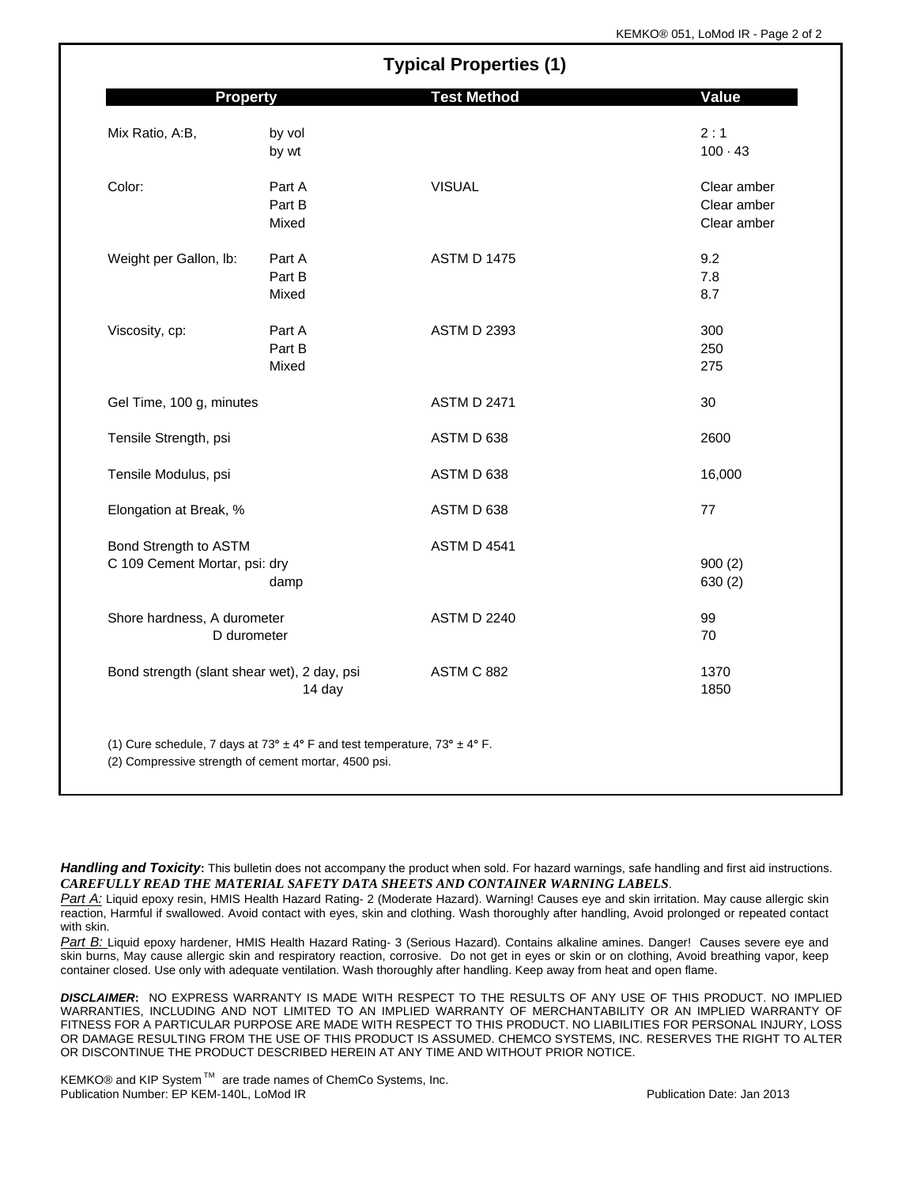## Typical Properties (1)

| Property | | Test Method | Value |
|---|---|---|---|
| Mix Ratio, A:B, | by vol | | 2 : 1 |
| | by wt | | 100 · 43 |
| Color: | Part A | VISUAL | Clear amber |
| | Part B | | Clear amber |
| | Mixed | | Clear amber |
| Weight per Gallon, lb: | Part A | ASTM D 1475 | 9.2 |
| | Part B | | 7.8 |
| | Mixed | | 8.7 |
| Viscosity, cp: | Part A | ASTM D 2393 | 300 |
| | Part B | | 250 |
| | Mixed | | 275 |
| Gel Time, 100 g, minutes | | ASTM D 2471 | 30 |
| Tensile Strength, psi | | ASTM D 638 | 2600 |
| Tensile Modulus, psi | | ASTM D 638 | 16,000 |
| Elongation at Break, % | | ASTM D 638 | 77 |
| Bond Strength to ASTM C 109 Cement Mortar, psi: | dry | ASTM D 4541 | 900 (2) |
| | damp | | 630 (2) |
| Shore hardness, | A durometer | ASTM D 2240 | 99 |
| | D durometer | | 70 |
| Bond strength (slant shear wet), | 2 day, psi | ASTM C 882 | 1370 |
| | 14 day | | 1850 |

(1) Cure schedule, 7 days at 73° ± 4° F and test temperature, 73° ± 4° F.

(2) Compressive strength of cement mortar, 4500 psi.

***Handling and Toxicity*:** This bulletin does not accompany the product when sold. For hazard warnings, safe handling and first aid instructions. ***CAREFULLY READ THE MATERIAL SAFETY DATA SHEETS AND CONTAINER WARNING LABELS***.

*Part A:* Liquid epoxy resin, HMIS Health Hazard Rating- 2 (Moderate Hazard). Warning! Causes eye and skin irritation. May cause allergic skin reaction, Harmful if swallowed. Avoid contact with eyes, skin and clothing. Wash thoroughly after handling, Avoid prolonged or repeated contact with skin.

*Part B:* Liquid epoxy hardener, HMIS Health Hazard Rating- 3 (Serious Hazard). Contains alkaline amines. Danger! Causes severe eye and skin burns, May cause allergic skin and respiratory reaction, corrosive. Do not get in eyes or skin or on clothing, Avoid breathing vapor, keep container closed. Use only with adequate ventilation. Wash thoroughly after handling. Keep away from heat and open flame.

***DISCLAIMER*:** NO EXPRESS WARRANTY IS MADE WITH RESPECT TO THE RESULTS OF ANY USE OF THIS PRODUCT. NO IMPLIED WARRANTIES, INCLUDING AND NOT LIMITED TO AN IMPLIED WARRANTY OF MERCHANTABILITY OR AN IMPLIED WARRANTY OF FITNESS FOR A PARTICULAR PURPOSE ARE MADE WITH RESPECT TO THIS PRODUCT. NO LIABILITIES FOR PERSONAL INJURY, LOSS OR DAMAGE RESULTING FROM THE USE OF THIS PRODUCT IS ASSUMED. CHEMCO SYSTEMS, INC. RESERVES THE RIGHT TO ALTER OR DISCONTINUE THE PRODUCT DESCRIBED HEREIN AT ANY TIME AND WITHOUT PRIOR NOTICE.

KEMKO® and KIP System™ are trade names of ChemCo Systems, Inc.

Publication Number: EP KEM-140L, LoMod IR

Publication Date: Jan 2013